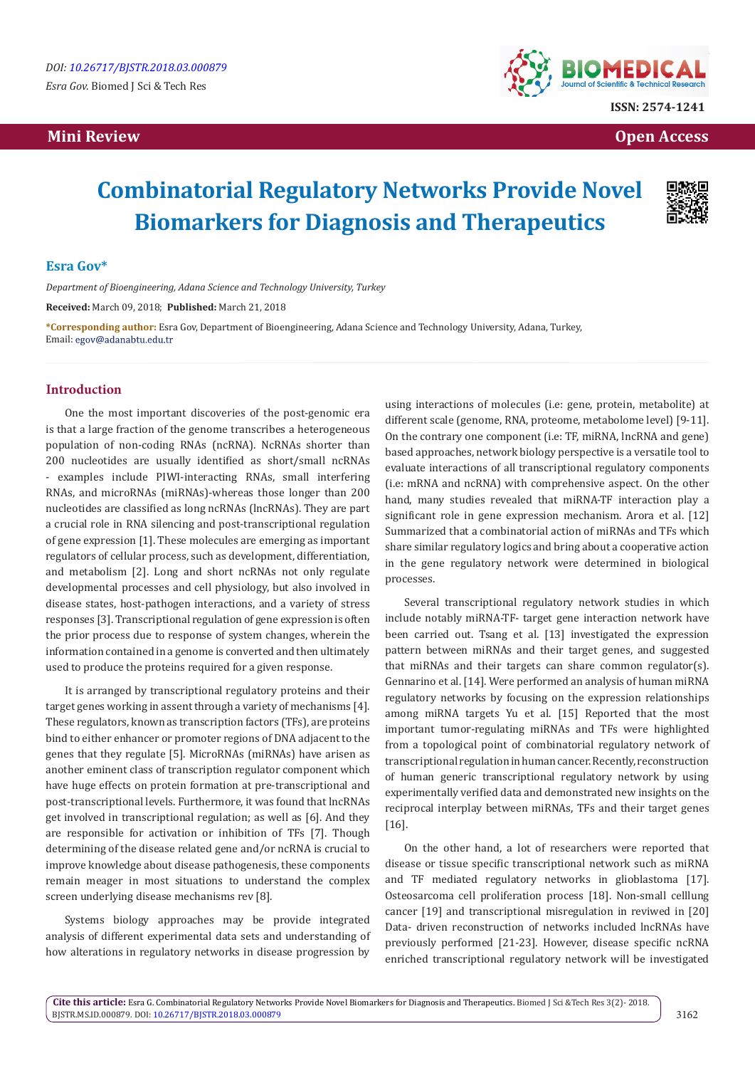DOI: 10.26717/BJSTR.2018.03.000879

*Esra Gov.* Biomed J Sci & Tech Res

ISSN: 2574-1241

**Mini Review** **Open Access**

# Combinatorial Regulatory Networks Provide Novel Biomarkers for Diagnosis and Therapeutics

**Esra Gov***

*Department of Bioengineering, Adana Science and Technology University, Turkey*

**Received:** March 09, 2018; **Published:** March 21, 2018

***Corresponding author:** Esra Gov, Department of Bioengineering, Adana Science and Technology University, Adana, Turkey, Email: egov@adanabtu.edu.tr

## Introduction

One the most important discoveries of the post-genomic era is that a large fraction of the genome transcribes a heterogeneous population of non-coding RNAs (ncRNA). NcRNAs shorter than 200 nucleotides are usually identified as short/small ncRNAs - examples include PIWI-interacting RNAs, small interfering RNAs, and microRNAs (miRNAs)-whereas those longer than 200 nucleotides are classified as long ncRNAs (lncRNAs). They are part a crucial role in RNA silencing and post-transcriptional regulation of gene expression [1]. These molecules are emerging as important regulators of cellular process, such as development, differentiation, and metabolism [2]. Long and short ncRNAs not only regulate developmental processes and cell physiology, but also involved in disease states, host-pathogen interactions, and a variety of stress responses [3]. Transcriptional regulation of gene expression is often the prior process due to response of system changes, wherein the information contained in a genome is converted and then ultimately used to produce the proteins required for a given response.

It is arranged by transcriptional regulatory proteins and their target genes working in assent through a variety of mechanisms [4]. These regulators, known as transcription factors (TFs), are proteins bind to either enhancer or promoter regions of DNA adjacent to the genes that they regulate [5]. MicroRNAs (miRNAs) have arisen as another eminent class of transcription regulator component which have huge effects on protein formation at pre-transcriptional and post-transcriptional levels. Furthermore, it was found that lncRNAs get involved in transcriptional regulation; as well as [6]. And they are responsible for activation or inhibition of TFs [7]. Though determining of the disease related gene and/or ncRNA is crucial to improve knowledge about disease pathogenesis, these components remain meager in most situations to understand the complex screen underlying disease mechanisms rev [8].

Systems biology approaches may be provide integrated analysis of different experimental data sets and understanding of how alterations in regulatory networks in disease progression by using interactions of molecules (i.e: gene, protein, metabolite) at different scale (genome, RNA, proteome, metabolome level) [9-11]. On the contrary one component (i.e: TF, miRNA, lncRNA and gene) based approaches, network biology perspective is a versatile tool to evaluate interactions of all transcriptional regulatory components (i.e: mRNA and ncRNA) with comprehensive aspect. On the other hand, many studies revealed that miRNA-TF interaction play a significant role in gene expression mechanism. Arora et al. [12] Summarized that a combinatorial action of miRNAs and TFs which share similar regulatory logics and bring about a cooperative action in the gene regulatory network were determined in biological processes.

Several transcriptional regulatory network studies in which include notably miRNA-TF- target gene interaction network have been carried out. Tsang et al. [13] investigated the expression pattern between miRNAs and their target genes, and suggested that miRNAs and their targets can share common regulator(s). Gennarino et al. [14]. Were performed an analysis of human miRNA regulatory networks by focusing on the expression relationships among miRNA targets Yu et al. [15] Reported that the most important tumor-regulating miRNAs and TFs were highlighted from a topological point of combinatorial regulatory network of transcriptional regulation in human cancer. Recently, reconstruction of human generic transcriptional regulatory network by using experimentally verified data and demonstrated new insights on the reciprocal interplay between miRNAs, TFs and their target genes [16].

On the other hand, a lot of researchers were reported that disease or tissue specific transcriptional network such as miRNA and TF mediated regulatory networks in glioblastoma [17]. Osteosarcoma cell proliferation process [18]. Non-small celllung cancer [19] and transcriptional misregulation in reviwed in [20] Data- driven reconstruction of networks included lncRNAs have previously performed [21-23]. However, disease specific ncRNA enriched transcriptional regulatory network will be investigated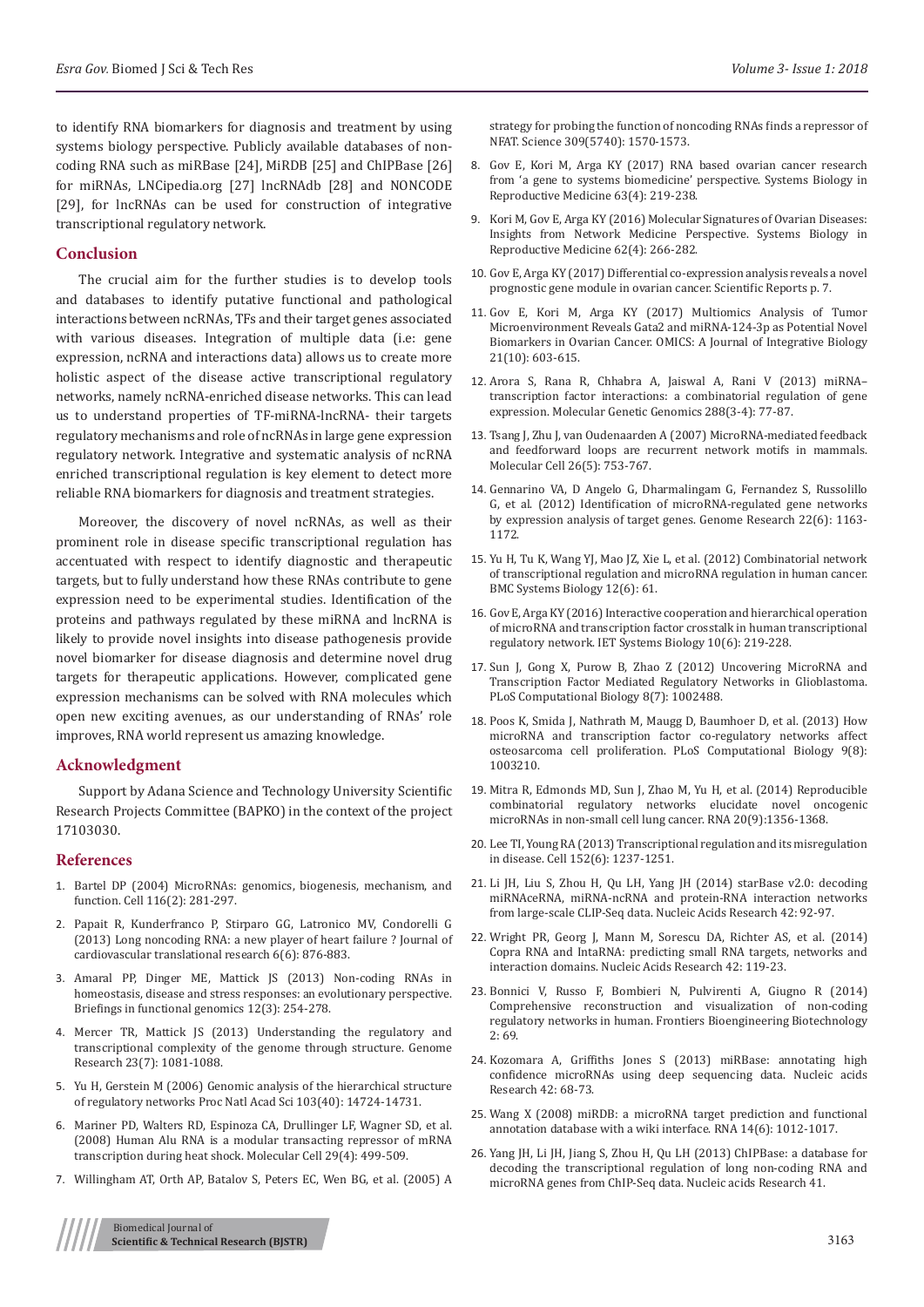to identify RNA biomarkers for diagnosis and treatment by using systems biology perspective. Publicly available databases of non-coding RNA such as miRBase [24], MiRDB [25] and ChIPBase [26] for miRNAs, LNCipedia.org [27] lncRNAdb [28] and NONCODE [29], for lncRNAs can be used for construction of integrative transcriptional regulatory network.

## Conclusion

The crucial aim for the further studies is to develop tools and databases to identify putative functional and pathological interactions between ncRNAs, TFs and their target genes associated with various diseases. Integration of multiple data (i.e: gene expression, ncRNA and interactions data) allows us to create more holistic aspect of the disease active transcriptional regulatory networks, namely ncRNA-enriched disease networks. This can lead us to understand properties of TF-miRNA-lncRNA- their targets regulatory mechanisms and role of ncRNAs in large gene expression regulatory network. Integrative and systematic analysis of ncRNA enriched transcriptional regulation is key element to detect more reliable RNA biomarkers for diagnosis and treatment strategies.

Moreover, the discovery of novel ncRNAs, as well as their prominent role in disease specific transcriptional regulation has accentuated with respect to identify diagnostic and therapeutic targets, but to fully understand how these RNAs contribute to gene expression need to be experimental studies. Identification of the proteins and pathways regulated by these miRNA and lncRNA is likely to provide novel insights into disease pathogenesis provide novel biomarker for disease diagnosis and determine novel drug targets for therapeutic applications. However, complicated gene expression mechanisms can be solved with RNA molecules which open new exciting avenues, as our understanding of RNAs' role improves, RNA world represent us amazing knowledge.

## Acknowledgment

Support by Adana Science and Technology University Scientific Research Projects Committee (BAPKO) in the context of the project 17103030.

## References

1. Bartel DP (2004) MicroRNAs: genomics, biogenesis, mechanism, and function. Cell 116(2): 281-297.
2. Papait R, Kunderfranco P, Stirparo GG, Latronico MV, Condorelli G (2013) Long noncoding RNA: a new player of heart failure ? Journal of cardiovascular translational research 6(6): 876-883.
3. Amaral PP, Dinger ME, Mattick JS (2013) Non-coding RNAs in homeostasis, disease and stress responses: an evolutionary perspective. Briefings in functional genomics 12(3): 254-278.
4. Mercer TR, Mattick JS (2013) Understanding the regulatory and transcriptional complexity of the genome through structure. Genome Research 23(7): 1081-1088.
5. Yu H, Gerstein M (2006) Genomic analysis of the hierarchical structure of regulatory networks Proc Natl Acad Sci 103(40): 14724-14731.
6. Mariner PD, Walters RD, Espinoza CA, Drullinger LF, Wagner SD, et al. (2008) Human Alu RNA is a modular transacting repressor of mRNA transcription during heat shock. Molecular Cell 29(4): 499-509.
7. Willingham AT, Orth AP, Batalov S, Peters EC, Wen BG, et al. (2005) A strategy for probing the function of noncoding RNAs finds a repressor of NFAT. Science 309(5740): 1570-1573.
8. Gov E, Kori M, Arga KY (2017) RNA based ovarian cancer research from 'a gene to systems biomedicine' perspective. Systems Biology in Reproductive Medicine 63(4): 219-238.
9. Kori M, Gov E, Arga KY (2016) Molecular Signatures of Ovarian Diseases: Insights from Network Medicine Perspective. Systems Biology in Reproductive Medicine 62(4): 266-282.
10. Gov E, Arga KY (2017) Differential co-expression analysis reveals a novel prognostic gene module in ovarian cancer. Scientific Reports p. 7.
11. Gov E, Kori M, Arga KY (2017) Multiomics Analysis of Tumor Microenvironment Reveals Gata2 and miRNA-124-3p as Potential Novel Biomarkers in Ovarian Cancer. OMICS: A Journal of Integrative Biology 21(10): 603-615.
12. Arora S, Rana R, Chhabra A, Jaiswal A, Rani V (2013) miRNA–transcription factor interactions: a combinatorial regulation of gene expression. Molecular Genetic Genomics 288(3-4): 77-87.
13. Tsang J, Zhu J, van Oudenaarden A (2007) MicroRNA-mediated feedback and feedforward loops are recurrent network motifs in mammals. Molecular Cell 26(5): 753-767.
14. Gennarino VA, D Angelo G, Dharmalingam G, Fernandez S, Russolillo G, et al. (2012) Identification of microRNA-regulated gene networks by expression analysis of target genes. Genome Research 22(6): 1163-1172.
15. Yu H, Tu K, Wang YJ, Mao JZ, Xie L, et al. (2012) Combinatorial network of transcriptional regulation and microRNA regulation in human cancer. BMC Systems Biology 12(6): 61.
16. Gov E, Arga KY (2016) Interactive cooperation and hierarchical operation of microRNA and transcription factor crosstalk in human transcriptional regulatory network. IET Systems Biology 10(6): 219-228.
17. Sun J, Gong X, Purow B, Zhao Z (2012) Uncovering MicroRNA and Transcription Factor Mediated Regulatory Networks in Glioblastoma. PLoS Computational Biology 8(7): 1002488.
18. Poos K, Smida J, Nathrath M, Maugg D, Baumhoer D, et al. (2013) How microRNA and transcription factor co-regulatory networks affect osteosarcoma cell proliferation. PLoS Computational Biology 9(8): 1003210.
19. Mitra R, Edmonds MD, Sun J, Zhao M, Yu H, et al. (2014) Reproducible combinatorial regulatory networks elucidate novel oncogenic microRNAs in non-small cell lung cancer. RNA 20(9):1356-1368.
20. Lee TI, Young RA (2013) Transcriptional regulation and its misregulation in disease. Cell 152(6): 1237-1251.
21. Li JH, Liu S, Zhou H, Qu LH, Yang JH (2014) starBase v2.0: decoding miRNAceRNA, miRNA-ncRNA and protein-RNA interaction networks from large-scale CLIP-Seq data. Nucleic Acids Research 42: 92-97.
22. Wright PR, Georg J, Mann M, Sorescu DA, Richter AS, et al. (2014) Copra RNA and IntaRNA: predicting small RNA targets, networks and interaction domains. Nucleic Acids Research 42: 119-23.
23. Bonnici V, Russo F, Bombieri N, Pulvirenti A, Giugno R (2014) Comprehensive reconstruction and visualization of non-coding regulatory networks in human. Frontiers Bioengineering Biotechnology 2: 69.
24. Kozomara A, Griffiths Jones S (2013) miRBase: annotating high confidence microRNAs using deep sequencing data. Nucleic acids Research 42: 68-73.
25. Wang X (2008) miRDB: a microRNA target prediction and functional annotation database with a wiki interface. RNA 14(6): 1012-1017.
26. Yang JH, Li JH, Jiang S, Zhou H, Qu LH (2013) ChIPBase: a database for decoding the transcriptional regulation of long non-coding RNA and microRNA genes from ChIP-Seq data. Nucleic acids Research 41.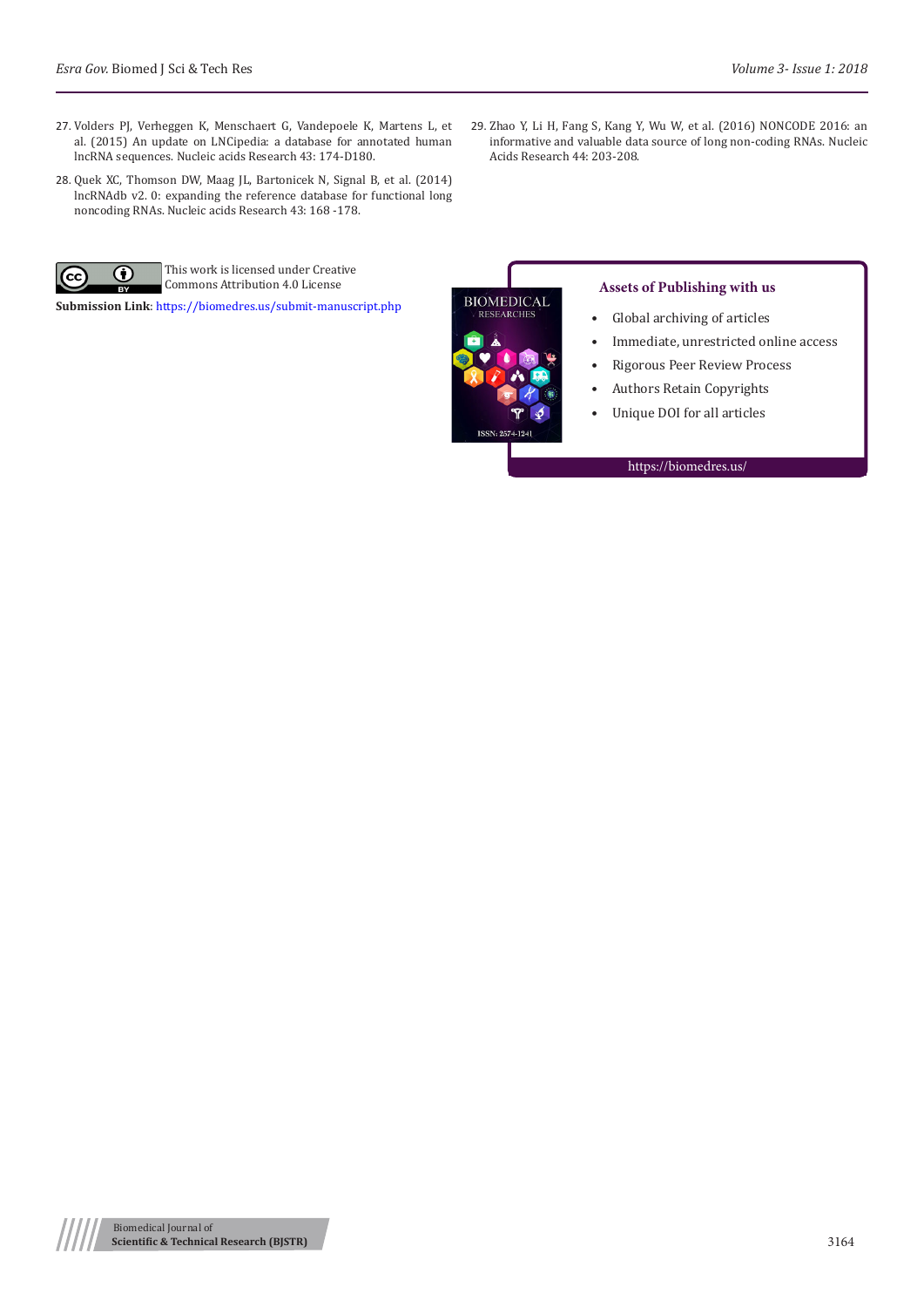27. Volders PJ, Verheggen K, Menschaert G, Vandepoele K, Martens L, et al. (2015) An update on LNCipedia: a database for annotated human lncRNA sequences. Nucleic acids Research 43: 174-D180.
28. Quek XC, Thomson DW, Maag JL, Bartonicek N, Signal B, et al. (2014) lncRNAdb v2. 0: expanding the reference database for functional long noncoding RNAs. Nucleic acids Research 43: 168 -178.
29. Zhao Y, Li H, Fang S, Kang Y, Wu W, et al. (2016) NONCODE 2016: an informative and valuable data source of long non-coding RNAs. Nucleic Acids Research 44: 203-208.

This work is licensed under Creative Commons Attribution 4.0 License

**Submission Link**: https://biomedres.us/submit-manuscript.php

BIOMEDICAL RESEARCHES

ISSN: 2574-1241

**Assets of Publishing with us**

- Global archiving of articles
- Immediate, unrestricted online access
- Rigorous Peer Review Process
- Authors Retain Copyrights
- Unique DOI for all articles

https://biomedres.us/